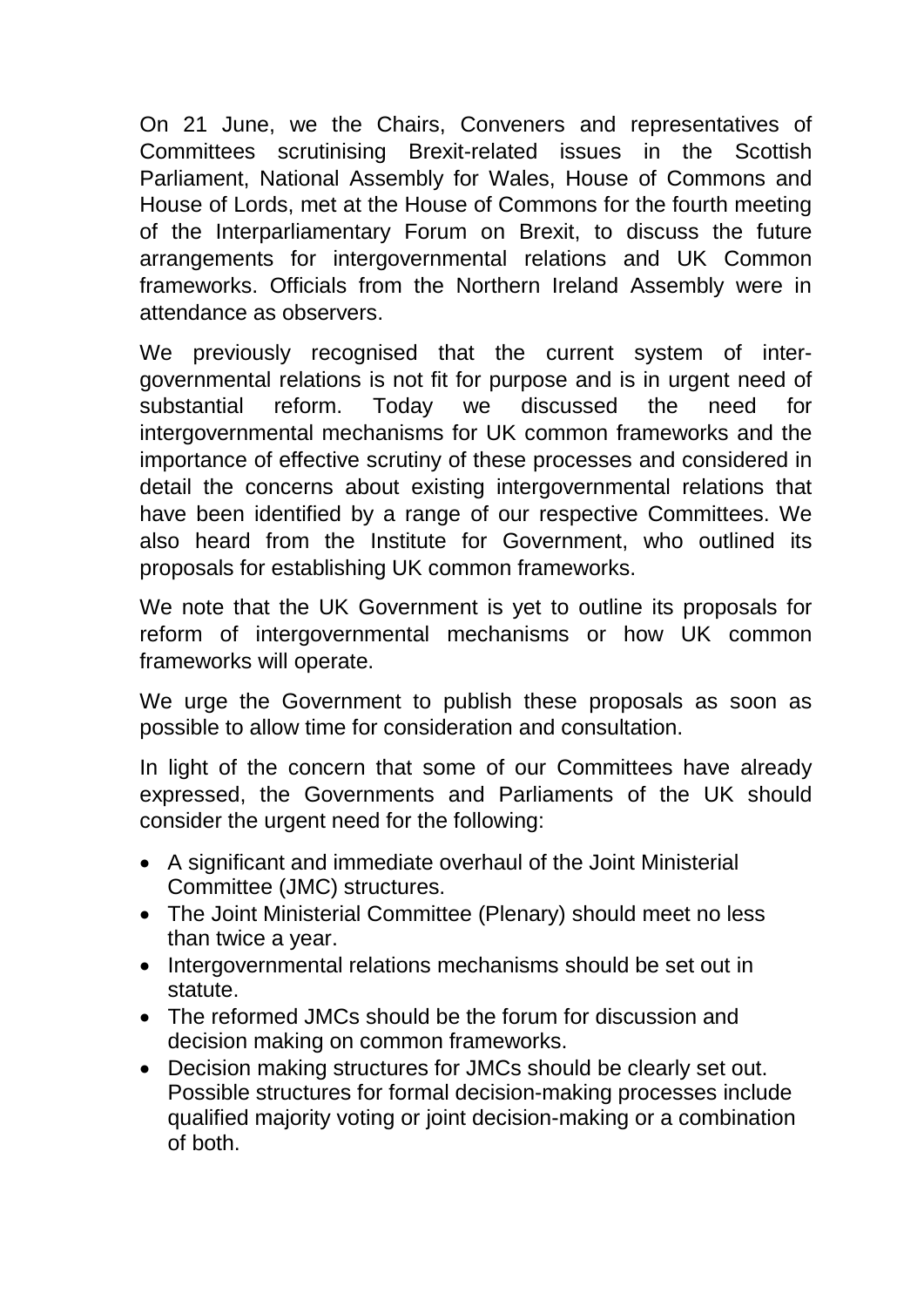On 21 June, we the Chairs, Conveners and representatives of Committees scrutinising Brexit-related issues in the Scottish Parliament, National Assembly for Wales, House of Commons and House of Lords, met at the House of Commons for the fourth meeting of the Interparliamentary Forum on Brexit, to discuss the future arrangements for intergovernmental relations and UK Common frameworks. Officials from the Northern Ireland Assembly were in attendance as observers.

We previously recognised that the current system of inter-governmental relations is not fit for purpose and is in urgent need of substantial reform. Today we discussed the need for intergovernmental mechanisms for UK common frameworks and the importance of effective scrutiny of these processes and considered in detail the concerns about existing intergovernmental relations that have been identified by a range of our respective Committees. We also heard from the Institute for Government, who outlined its proposals for establishing UK common frameworks.

We note that the UK Government is yet to outline its proposals for reform of intergovernmental mechanisms or how UK common frameworks will operate.

We urge the Government to publish these proposals as soon as possible to allow time for consideration and consultation.

In light of the concern that some of our Committees have already expressed, the Governments and Parliaments of the UK should consider the urgent need for the following:

- A significant and immediate overhaul of the Joint Ministerial Committee (JMC) structures.
- The Joint Ministerial Committee (Plenary) should meet no less than twice a year.
- Intergovernmental relations mechanisms should be set out in statute.
- The reformed JMCs should be the forum for discussion and decision making on common frameworks.
- Decision making structures for JMCs should be clearly set out. Possible structures for formal decision-making processes include qualified majority voting or joint decision-making or a combination of both.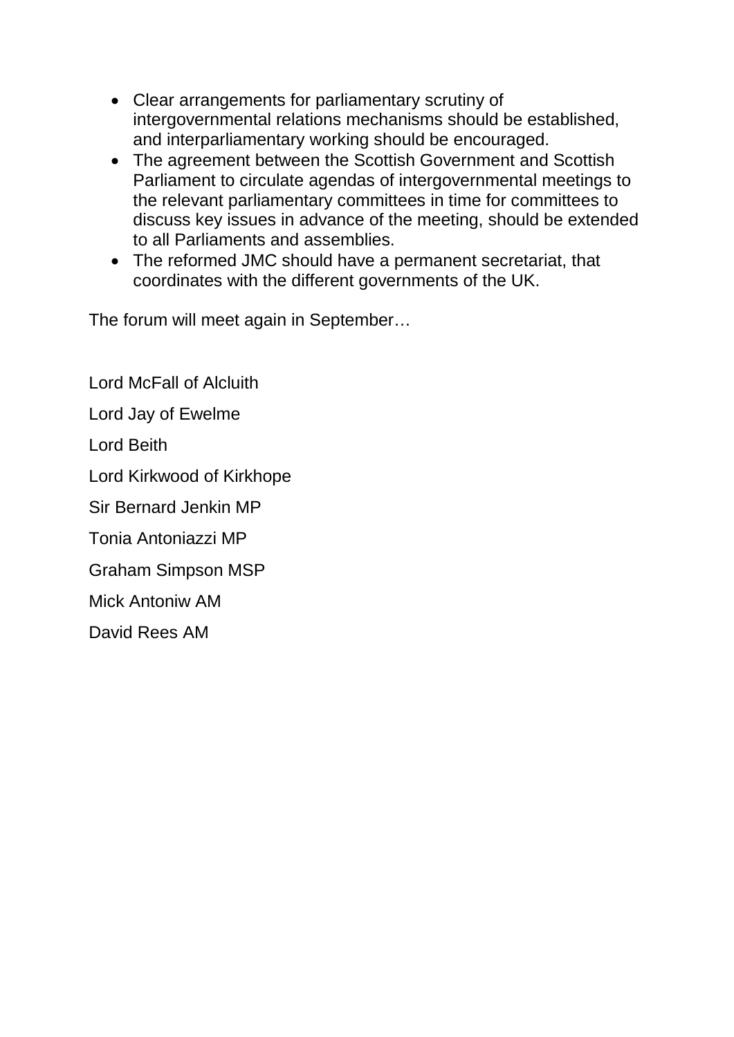- Clear arrangements for parliamentary scrutiny of intergovernmental relations mechanisms should be established, and interparliamentary working should be encouraged.
- The agreement between the Scottish Government and Scottish Parliament to circulate agendas of intergovernmental meetings to the relevant parliamentary committees in time for committees to discuss key issues in advance of the meeting, should be extended to all Parliaments and assemblies.
- The reformed JMC should have a permanent secretariat, that coordinates with the different governments of the UK.

The forum will meet again in September…

Lord McFall of Alcluith

Lord Jay of Ewelme

Lord Beith

Lord Kirkwood of Kirkhope

Sir Bernard Jenkin MP

Tonia Antoniazzi MP

Graham Simpson MSP

Mick Antoniw AM

David Rees AM